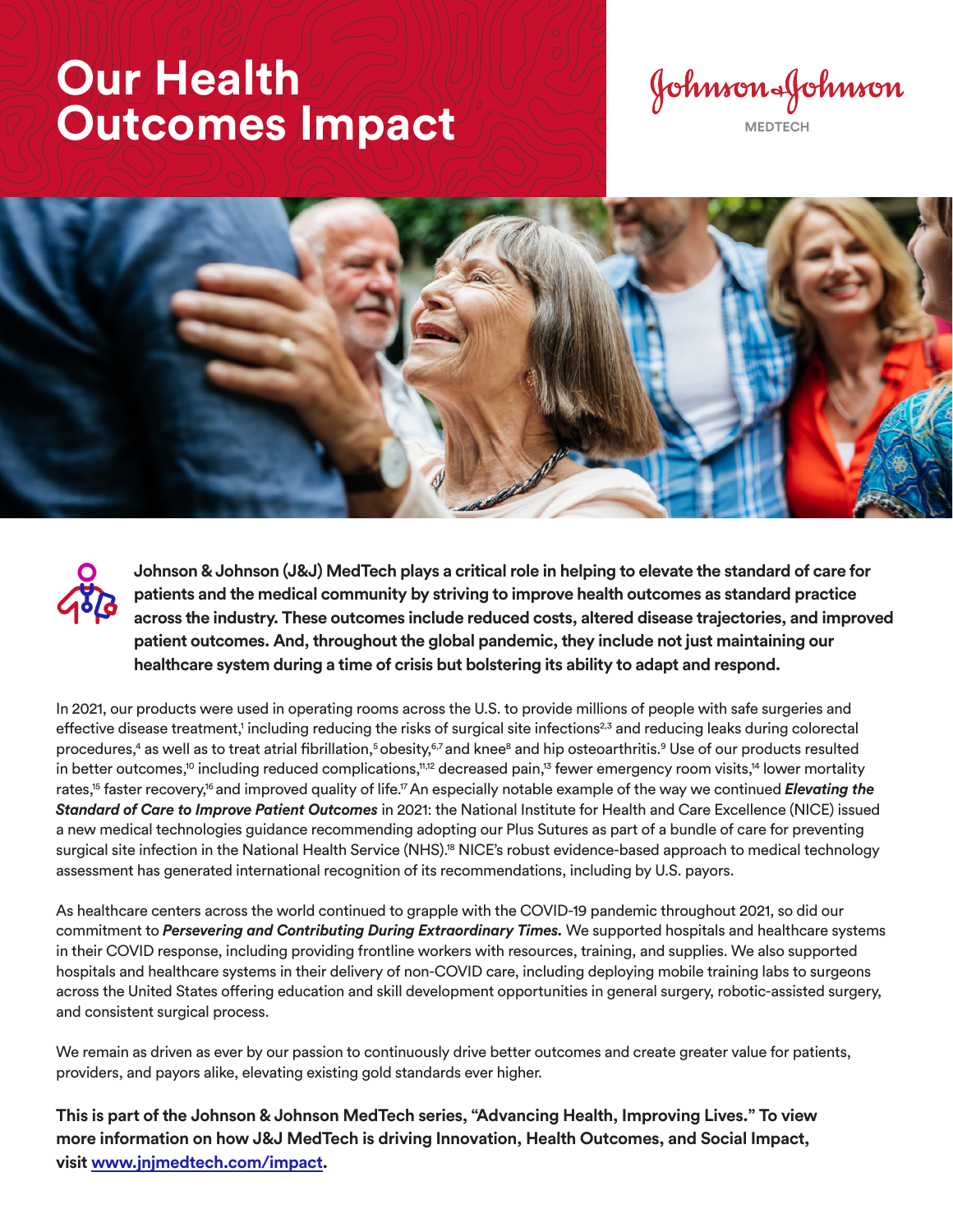# Our Health Outcomes Impact

Johnson & Johnson MEDTECH

**Johnson & Johnson (J&J) MedTech plays a critical role in helping to elevate the standard of care for patients and the medical community by striving to improve health outcomes as standard practice across the industry. These outcomes include reduced costs, altered disease trajectories, and improved patient outcomes. And, throughout the global pandemic, they include not just maintaining our healthcare system during a time of crisis but bolstering its ability to adapt and respond.**

In 2021, our products were used in operating rooms across the U.S. to provide millions of people with safe surgeries and effective disease treatment,[1] including reducing the risks of surgical site infections[2,3] and reducing leaks during colorectal procedures,[4] as well as to treat atrial fibrillation,[5] obesity,[6,7] and knee[8] and hip osteoarthritis.[9] Use of our products resulted in better outcomes,[10] including reduced complications,[11,12] decreased pain,[13] fewer emergency room visits,[14] lower mortality rates,[15] faster recovery,[16] and improved quality of life.[17] An especially notable example of the way we continued ***Elevating the Standard of Care to Improve Patient Outcomes*** in 2021: the National Institute for Health and Care Excellence (NICE) issued a new medical technologies guidance recommending adopting our Plus Sutures as part of a bundle of care for preventing surgical site infection in the National Health Service (NHS).[18] NICE's robust evidence-based approach to medical technology assessment has generated international recognition of its recommendations, including by U.S. payors.

As healthcare centers across the world continued to grapple with the COVID-19 pandemic throughout 2021, so did our commitment to ***Persevering and Contributing During Extraordinary Times.*** We supported hospitals and healthcare systems in their COVID response, including providing frontline workers with resources, training, and supplies. We also supported hospitals and healthcare systems in their delivery of non-COVID care, including deploying mobile training labs to surgeons across the United States offering education and skill development opportunities in general surgery, robotic-assisted surgery, and consistent surgical process.

We remain as driven as ever by our passion to continuously drive better outcomes and create greater value for patients, providers, and payors alike, elevating existing gold standards ever higher.

**This is part of the Johnson & Johnson MedTech series, "Advancing Health, Improving Lives." To view more information on how J&J MedTech is driving Innovation, Health Outcomes, and Social Impact, visit [www.jnjmedtech.com/impact](http://www.jnjmedtech.com/impact).**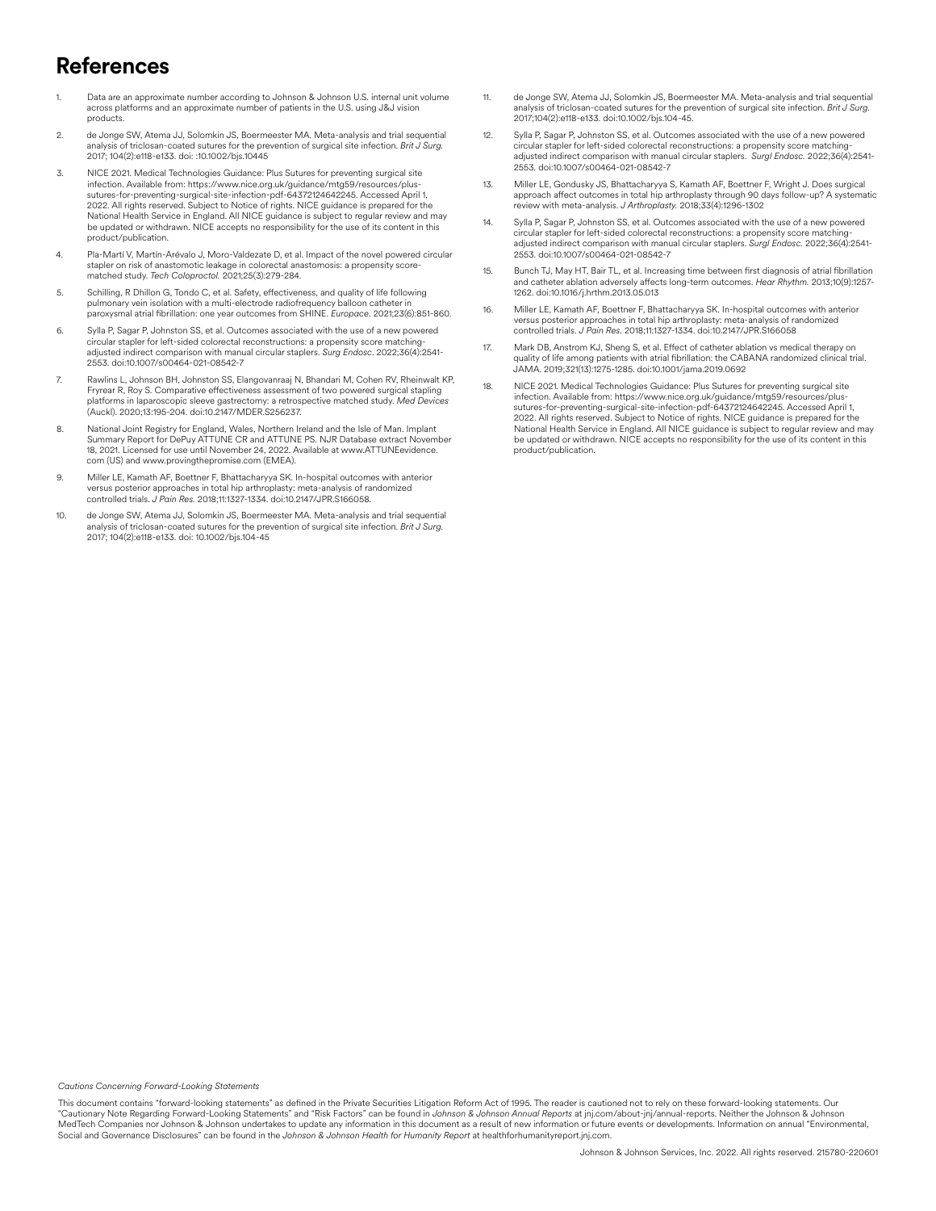# References

1. Data are an approximate number according to Johnson & Johnson U.S. internal unit volume across platforms and an approximate number of patients in the U.S. using J&J vision products.
2. de Jonge SW, Atema JJ, Solomkin JS, Boermeester MA. Meta-analysis and trial sequential analysis of triclosan-coated sutures for the prevention of surgical site infection. *Brit J Surg.* 2017; 104(2):e118-e133. doi: :10.1002/bjs.10445
3. NICE 2021. Medical Technologies Guidance: Plus Sutures for preventing surgical site infection. Available from: https://www.nice.org.uk/guidance/mtg59/resources/plus-sutures-for-preventing-surgical-site-infection-pdf-64372124642245. Accessed April 1, 2022. All rights reserved. Subject to Notice of rights. NICE guidance is prepared for the National Health Service in England. All NICE guidance is subject to regular review and may be updated or withdrawn. NICE accepts no responsibility for the use of its content in this product/publication.
4. Pla-Martí V, Martín-Arévalo J, Moro-Valdezate D, et al. Impact of the novel powered circular stapler on risk of anastomotic leakage in colorectal anastomosis: a propensity score-matched study. *Tech Coloproctol.* 2021;25(3):279-284.
5. Schilling, R Dhillon G, Tondo C, et al. Safety, effectiveness, and quality of life following pulmonary vein isolation with a multi-electrode radiofrequency balloon catheter in paroxysmal atrial fibrillation: one year outcomes from SHINE. *Europace*. 2021;23(6):851-860.
6. Sylla P, Sagar P, Johnston SS, et al. Outcomes associated with the use of a new powered circular stapler for left-sided colorectal reconstructions: a propensity score matching-adjusted indirect comparison with manual circular staplers. *Surg Endosc*. 2022;36(4):2541-2553. doi:10.1007/s00464-021-08542-7
7. Rawlins L, Johnson BH, Johnston SS, Elangovanraaj N, Bhandari M, Cohen RV, Rheinwalt KP, Fryrear R, Roy S. Comparative effectiveness assessment of two powered surgical stapling platforms in laparoscopic sleeve gastrectomy: a retrospective matched study. *Med Devices* (Auckl). 2020;13:195-204. doi:10.2147/MDER.S256237.
8. National Joint Registry for England, Wales, Northern Ireland and the Isle of Man. Implant Summary Report for DePuy ATTUNE CR and ATTUNE PS. NJR Database extract November 18, 2021. Licensed for use until November 24, 2022. Available at www.ATTUNEevidence.com (US) and www.provingthepromise.com (EMEA).
9. Miller LE, Kamath AF, Boettner F, Bhattacharyya SK. In-hospital outcomes with anterior versus posterior approaches in total hip arthroplasty: meta-analysis of randomized controlled trials. *J Pain Res.* 2018;11:1327-1334. doi:10.2147/JPR.S166058.
10. de Jonge SW, Atema JJ, Solomkin JS, Boermeester MA. Meta-analysis and trial sequential analysis of triclosan-coated sutures for the prevention of surgical site infection. *Brit J Surg.* 2017; 104(2):e118-e133. doi: 10.1002/bjs.104-45
11. de Jonge SW, Atema JJ, Solomkin JS, Boermeester MA. Meta-analysis and trial sequential analysis of triclosan-coated sutures for the prevention of surgical site infection. *Brit J Surg.* 2017;104(2):e118-e133. doi:10.1002/bjs.104-45.
12. Sylla P, Sagar P, Johnston SS, et al. Outcomes associated with the use of a new powered circular stapler for left-sided colorectal reconstructions: a propensity score matching-adjusted indirect comparison with manual circular staplers. *Surgl Endosc.* 2022;36(4):2541-2553. doi:10.1007/s00464-021-08542-7
13. Miller LE, Gondusky JS, Bhattacharyya S, Kamath AF, Boettner F, Wright J. Does surgical approach affect outcomes in total hip arthroplasty through 90 days follow-up? A systematic review with meta-analysis. *J Arthroplasty.* 2018;33(4):1296-1302
14. Sylla P, Sagar P, Johnston SS, et al. Outcomes associated with the use of a new powered circular stapler for left-sided colorectal reconstructions: a propensity score matching-adjusted indirect comparison with manual circular staplers. *Surgl Endosc.* 2022;36(4):2541-2553. doi:10.1007/s00464-021-08542-7
15. Bunch TJ, May HT, Bair TL, et al. Increasing time between first diagnosis of atrial fibrillation and catheter ablation adversely affects long-term outcomes. *Hear Rhythm.* 2013;10(9):1257-1262. doi:10.1016/j.hrthm.2013.05.013
16. Miller LE, Kamath AF, Boettner F, Bhattacharyya SK. In-hospital outcomes with anterior versus posterior approaches in total hip arthroplasty: meta-analysis of randomized controlled trials. *J Pain Res.* 2018;11:1327-1334. doi:10.2147/JPR.S166058
17. Mark DB, Anstrom KJ, Sheng S, et al. Effect of catheter ablation vs medical therapy on quality of life among patients with atrial fibrillation: the CABANA randomized clinical trial. JAMA. 2019;321(13):1275-1285. doi:10.1001/jama.2019.0692
18. NICE 2021. Medical Technologies Guidance: Plus Sutures for preventing surgical site infection. Available from: https://www.nice.org.uk/guidance/mtg59/resources/plus-sutures-for-preventing-surgical-site-infection-pdf-64372124642245. Accessed April 1, 2022. All rights reserved. Subject to Notice of rights. NICE guidance is prepared for the National Health Service in England. All NICE guidance is subject to regular review and may be updated or withdrawn. NICE accepts no responsibility for the use of its content in this product/publication.

*Cautions Concerning Forward-Looking Statements*

This document contains "forward-looking statements" as defined in the Private Securities Litigation Reform Act of 1995. The reader is cautioned not to rely on these forward-looking statements. Our "Cautionary Note Regarding Forward-Looking Statements" and "Risk Factors" can be found in *Johnson & Johnson Annual Reports* at jnj.com/about-jnj/annual-reports. Neither the Johnson & Johnson MedTech Companies nor Johnson & Johnson undertakes to update any information in this document as a result of new information or future events or developments. Information on annual "Environmental, Social and Governance Disclosures" can be found in the *Johnson & Johnson Health for Humanity Report* at healthforhumanityreport.jnj.com.

Johnson & Johnson Services, Inc. 2022. All rights reserved. 215780-220601